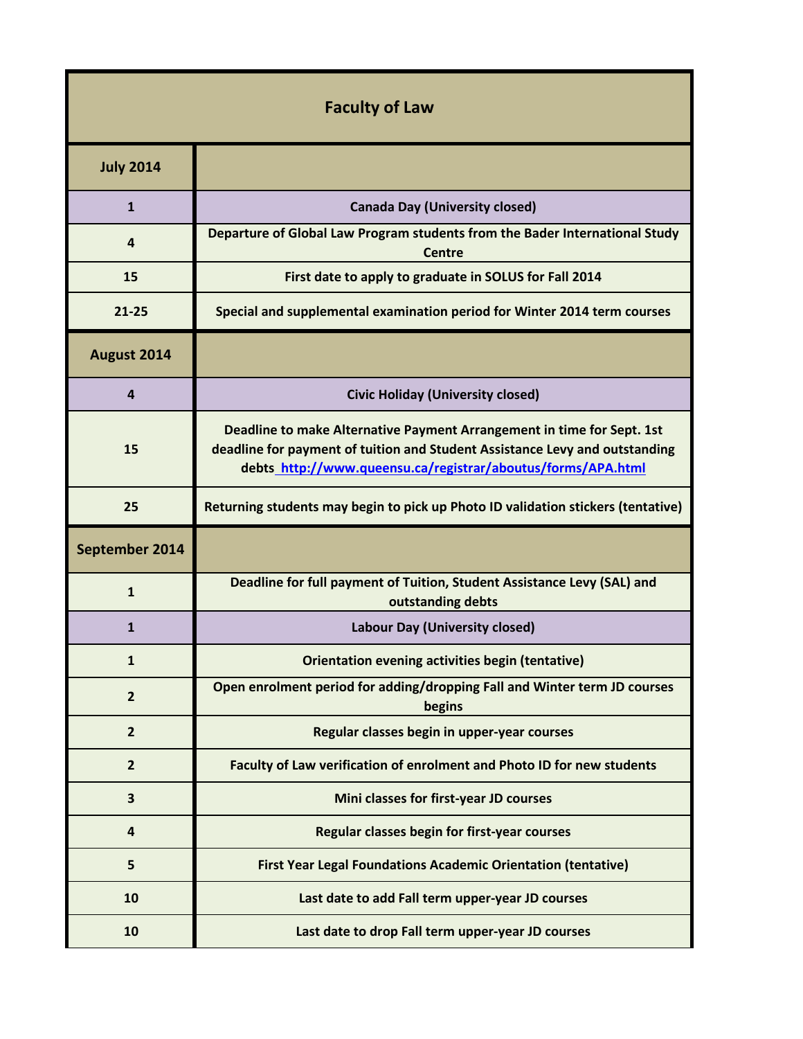# Faculty of Law

| July 2014 | |
|---|---|
| 1 | Canada Day (University closed) |
| 4 | Departure of Global Law Program students from the Bader International Study Centre |
| 15 | First date to apply to graduate in SOLUS for Fall 2014 |
| 21-25 | Special and supplemental examination period for Winter 2014 term courses |
| **August 2014** | |
| 4 | Civic Holiday (University closed) |
| 15 | Deadline to make Alternative Payment Arrangement in time for Sept. 1st deadline for payment of tuition and Student Assistance Levy and outstanding debts http://www.queensu.ca/registrar/aboutus/forms/APA.html |
| 25 | Returning students may begin to pick up Photo ID validation stickers (tentative) |
| **September 2014** | |
| 1 | Deadline for full payment of Tuition, Student Assistance Levy (SAL) and outstanding debts |
| 1 | Labour Day (University closed) |
| 1 | Orientation evening activities begin (tentative) |
| 2 | Open enrolment period for adding/dropping Fall and Winter term JD courses begins |
| 2 | Regular classes begin in upper-year courses |
| 2 | Faculty of Law verification of enrolment and Photo ID for new students |
| 3 | Mini classes for first-year JD courses |
| 4 | Regular classes begin for first-year courses |
| 5 | First Year Legal Foundations Academic Orientation (tentative) |
| 10 | Last date to add Fall term upper-year JD courses |
| 10 | Last date to drop Fall term upper-year JD courses |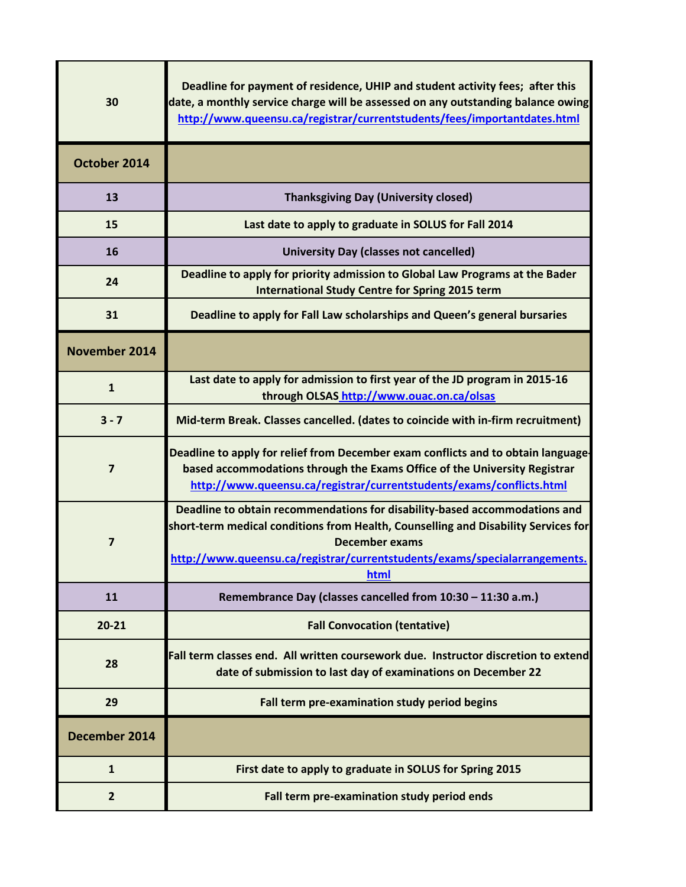| | |
|---|---|
| 30 | Deadline for payment of residence, UHIP and student activity fees; after this date, a monthly service charge will be assessed on any outstanding balance owing http://www.queensu.ca/registrar/currentstudents/fees/importantdates.html |
| **October 2014** | |
| 13 | Thanksgiving Day (University closed) |
| 15 | Last date to apply to graduate in SOLUS for Fall 2014 |
| 16 | University Day (classes not cancelled) |
| 24 | Deadline to apply for priority admission to Global Law Programs at the Bader International Study Centre for Spring 2015 term |
| 31 | Deadline to apply for Fall Law scholarships and Queen's general bursaries |
| **November 2014** | |
| 1 | Last date to apply for admission to first year of the JD program in 2015-16 through OLSAS http://www.ouac.on.ca/olsas |
| 3 - 7 | Mid-term Break. Classes cancelled. (dates to coincide with in-firm recruitment) |
| 7 | Deadline to apply for relief from December exam conflicts and to obtain language-based accommodations through the Exams Office of the University Registrar http://www.queensu.ca/registrar/currentstudents/exams/conflicts.html |
| 7 | Deadline to obtain recommendations for disability-based accommodations and short-term medical conditions from Health, Counselling and Disability Services for December exams http://www.queensu.ca/registrar/currentstudents/exams/specialarrangements.html |
| 11 | Remembrance Day (classes cancelled from 10:30 – 11:30 a.m.) |
| 20-21 | Fall Convocation (tentative) |
| 28 | Fall term classes end. All written coursework due. Instructor discretion to extend date of submission to last day of examinations on December 22 |
| 29 | Fall term pre-examination study period begins |
| **December 2014** | |
| 1 | First date to apply to graduate in SOLUS for Spring 2015 |
| 2 | Fall term pre-examination study period ends |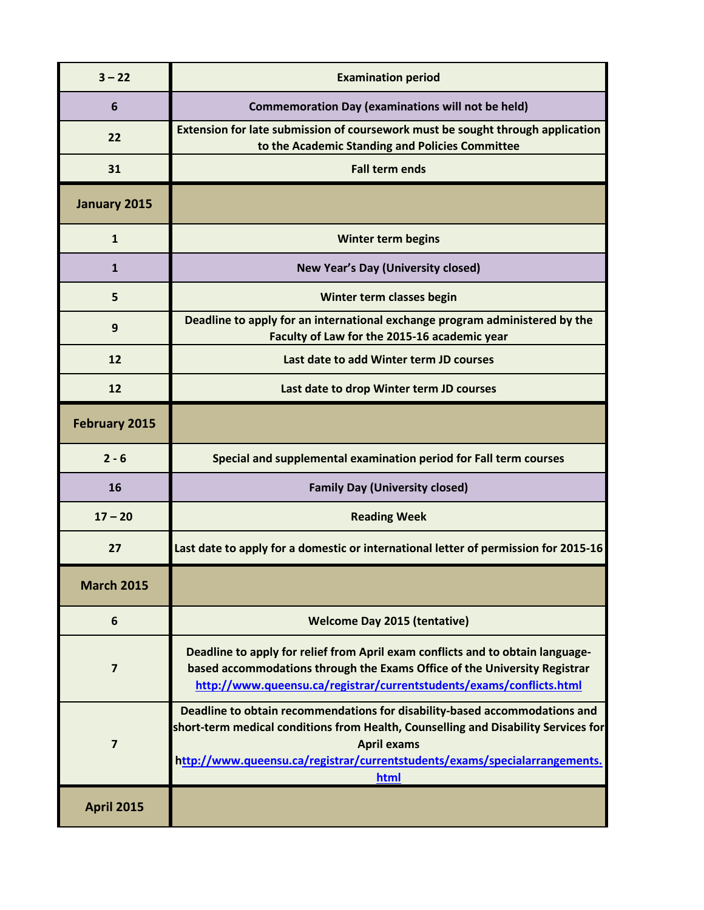| | |
|---|---|
| **3 – 22** | **Examination period** |
| **6** | **Commemoration Day (examinations will not be held)** |
| **22** | **Extension for late submission of coursework must be sought through application to the Academic Standing and Policies Committee** |
| **31** | **Fall term ends** |
| **January 2015** | |
| **1** | **Winter term begins** |
| **1** | **New Year's Day (University closed)** |
| **5** | **Winter term classes begin** |
| **9** | **Deadline to apply for an international exchange program administered by the Faculty of Law for the 2015-16 academic year** |
| **12** | **Last date to add Winter term JD courses** |
| **12** | **Last date to drop Winter term JD courses** |
| **February 2015** | |
| **2 - 6** | **Special and supplemental examination period for Fall term courses** |
| **16** | **Family Day (University closed)** |
| **17 – 20** | **Reading Week** |
| **27** | **Last date to apply for a domestic or international letter of permission for 2015-16** |
| **March 2015** | |
| **6** | **Welcome Day 2015 (tentative)** |
| **7** | **Deadline to apply for relief from April exam conflicts and to obtain language-based accommodations through the Exams Office of the University Registrar [http://www.queensu.ca/registrar/currentstudents/exams/conflicts.html](http://www.queensu.ca/registrar/currentstudents/exams/conflicts.html)** |
| **7** | **Deadline to obtain recommendations for disability-based accommodations and short-term medical conditions from Health, Counselling and Disability Services for April exams [http://www.queensu.ca/registrar/currentstudents/exams/specialarrangements.html](http://www.queensu.ca/registrar/currentstudents/exams/specialarrangements.html)** |
| **April 2015** | |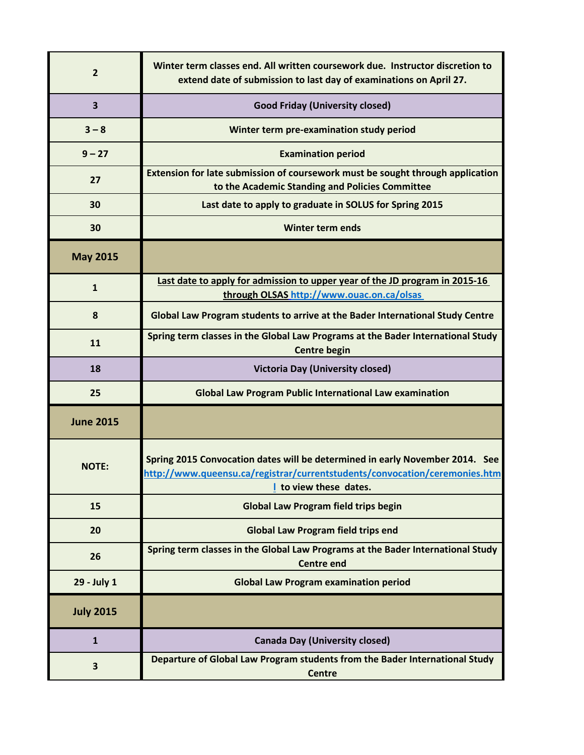| | |
|---|---|
| **2** | **Winter term classes end. All written coursework due. Instructor discretion to extend date of submission to last day of examinations on April 27.** |
| **3** | **Good Friday (University closed)** |
| **3 – 8** | **Winter term pre-examination study period** |
| **9 – 27** | **Examination period** |
| **27** | **Extension for late submission of coursework must be sought through application to the Academic Standing and Policies Committee** |
| **30** | **Last date to apply to graduate in SOLUS for Spring 2015** |
| **30** | **Winter term ends** |
| **May 2015** | |
| **1** | **Last date to apply for admission to upper year of the JD program in 2015-16 through OLSAS http://www.ouac.on.ca/olsas** |
| **8** | **Global Law Program students to arrive at the Bader International Study Centre** |
| **11** | **Spring term classes in the Global Law Programs at the Bader International Study Centre begin** |
| **18** | **Victoria Day (University closed)** |
| **25** | **Global Law Program Public International Law examination** |
| **June 2015** | |
| **NOTE:** | **Spring 2015 Convocation dates will be determined in early November 2014. See http://www.queensu.ca/registrar/currentstudents/convocation/ceremonies.html to view these dates.** |
| **15** | **Global Law Program field trips begin** |
| **20** | **Global Law Program field trips end** |
| **26** | **Spring term classes in the Global Law Programs at the Bader International Study Centre end** |
| **29 - July 1** | **Global Law Program examination period** |
| **July 2015** | |
| **1** | **Canada Day (University closed)** |
| **3** | **Departure of Global Law Program students from the Bader International Study Centre** |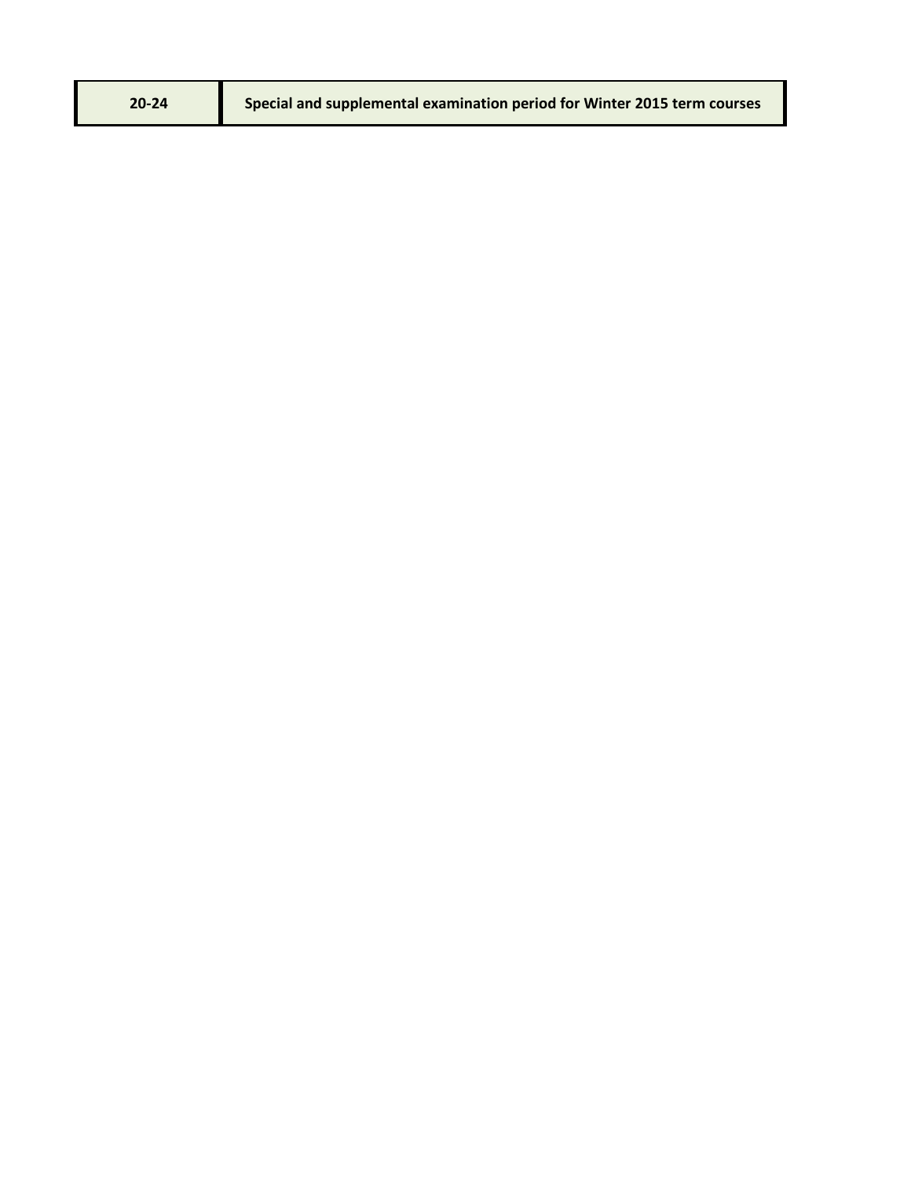| | |
|---|---|
| **20-24** | **Special and supplemental examination period for Winter 2015 term courses** |